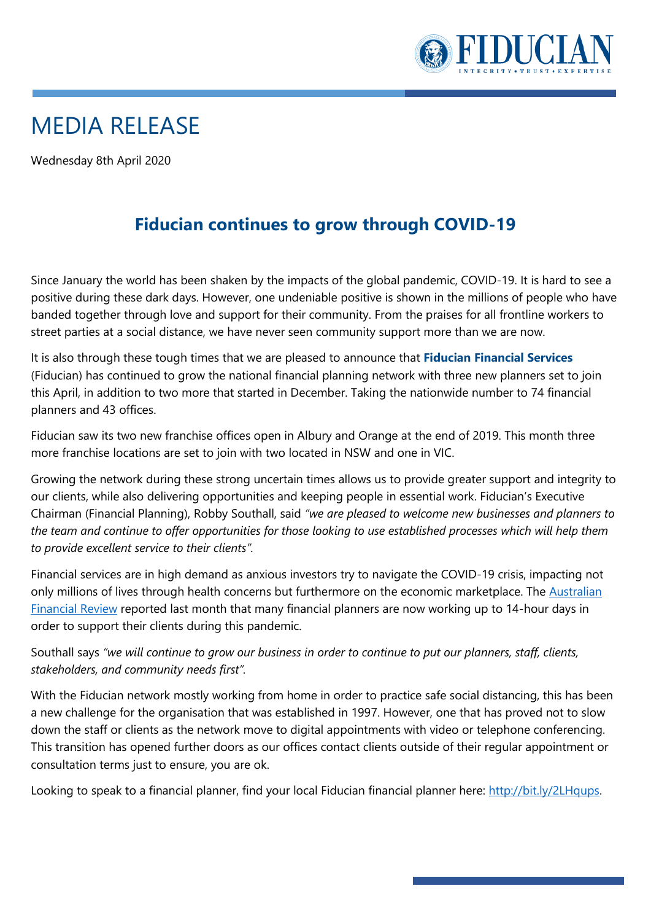# MEDIA RELEASE

Wednesday 8th April 2020

## Fiducian continues to grow through COVID-19

Since January the world has been shaken by the impacts of the global pandemic, COVID-19. It is hard to see a positive during these dark days. However, one undeniable positive is shown in the millions of people who have banded together through love and support for their community. From the praises for all frontline workers to street parties at a social distance, we have never seen community support more than we are now.

It is also through these tough times that we are pleased to announce that **Fiducian Financial Services** (Fiducian) has continued to grow the national financial planning network with three new planners set to join this April, in addition to two more that started in December. Taking the nationwide number to 74 financial planners and 43 offices.

Fiducian saw its two new franchise offices open in Albury and Orange at the end of 2019. This month three more franchise locations are set to join with two located in NSW and one in VIC.

Growing the network during these strong uncertain times allows us to provide greater support and integrity to our clients, while also delivering opportunities and keeping people in essential work. Fiducian's Executive Chairman (Financial Planning), Robby Southall, said *"we are pleased to welcome new businesses and planners to the team and continue to offer opportunities for those looking to use established processes which will help them to provide excellent service to their clients"*.

Financial services are in high demand as anxious investors try to navigate the COVID-19 crisis, impacting not only millions of lives through health concerns but furthermore on the economic marketplace. The [Australian Financial Review] reported last month that many financial planners are now working up to 14-hour days in order to support their clients during this pandemic.

Southall says *"we will continue to grow our business in order to continue to put our planners, staff, clients, stakeholders, and community needs first"*.

With the Fiducian network mostly working from home in order to practice safe social distancing, this has been a new challenge for the organisation that was established in 1997. However, one that has proved not to slow down the staff or clients as the network move to digital appointments with video or telephone conferencing. This transition has opened further doors as our offices contact clients outside of their regular appointment or consultation terms just to ensure, you are ok.

Looking to speak to a financial planner, find your local Fiducian financial planner here: http://bit.ly/2LHqups.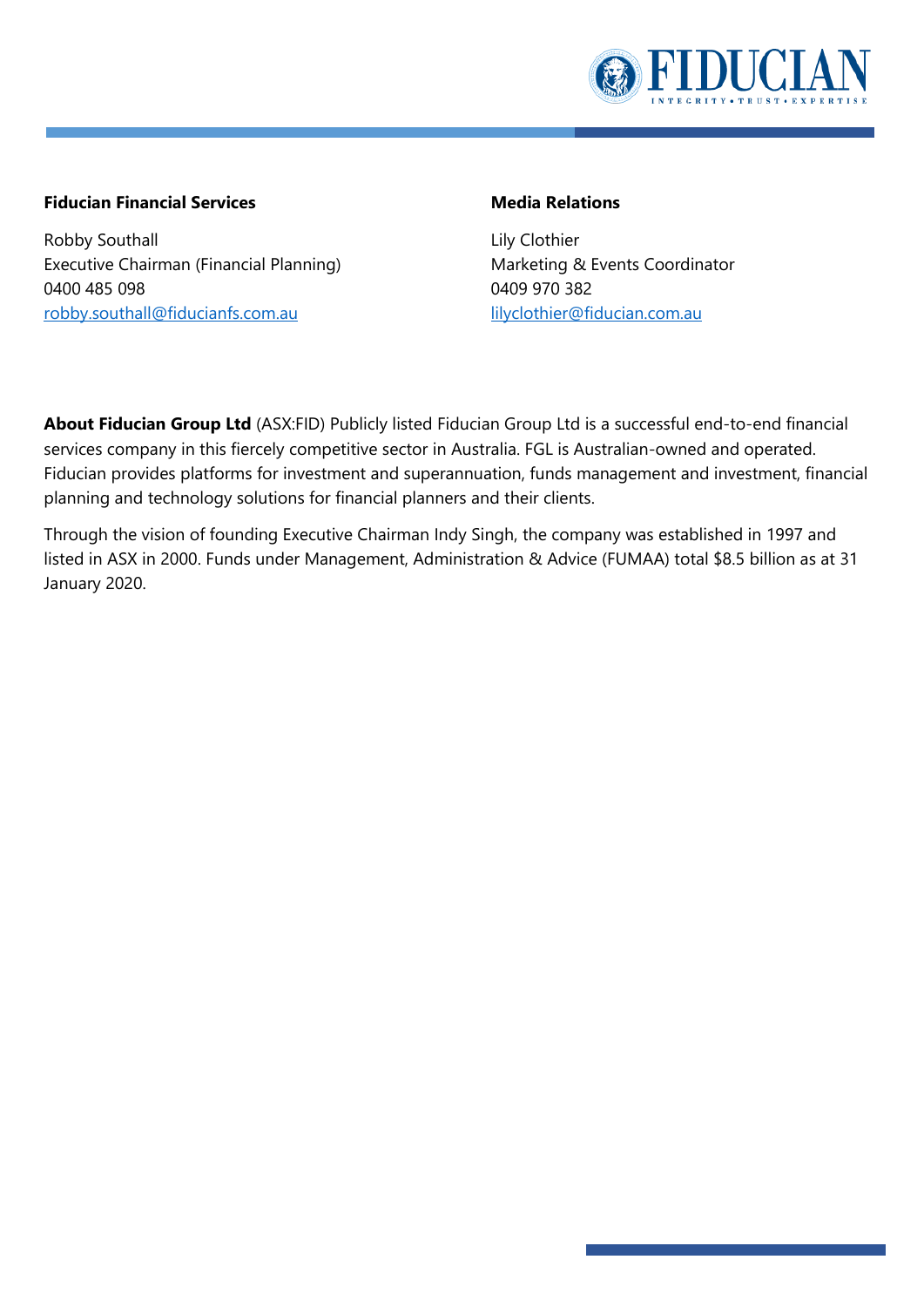**Fiducian Financial Services**

Robby Southall
Executive Chairman (Financial Planning)
0400 485 098
robby.southall@fiducianfs.com.au

**Media Relations**

Lily Clothier
Marketing & Events Coordinator
0409 970 382
lilyclothier@fiducian.com.au

**About Fiducian Group Ltd** (ASX:FID) Publicly listed Fiducian Group Ltd is a successful end-to-end financial services company in this fiercely competitive sector in Australia. FGL is Australian-owned and operated. Fiducian provides platforms for investment and superannuation, funds management and investment, financial planning and technology solutions for financial planners and their clients.

Through the vision of founding Executive Chairman Indy Singh, the company was established in 1997 and listed in ASX in 2000. Funds under Management, Administration & Advice (FUMAA) total $8.5 billion as at 31 January 2020.